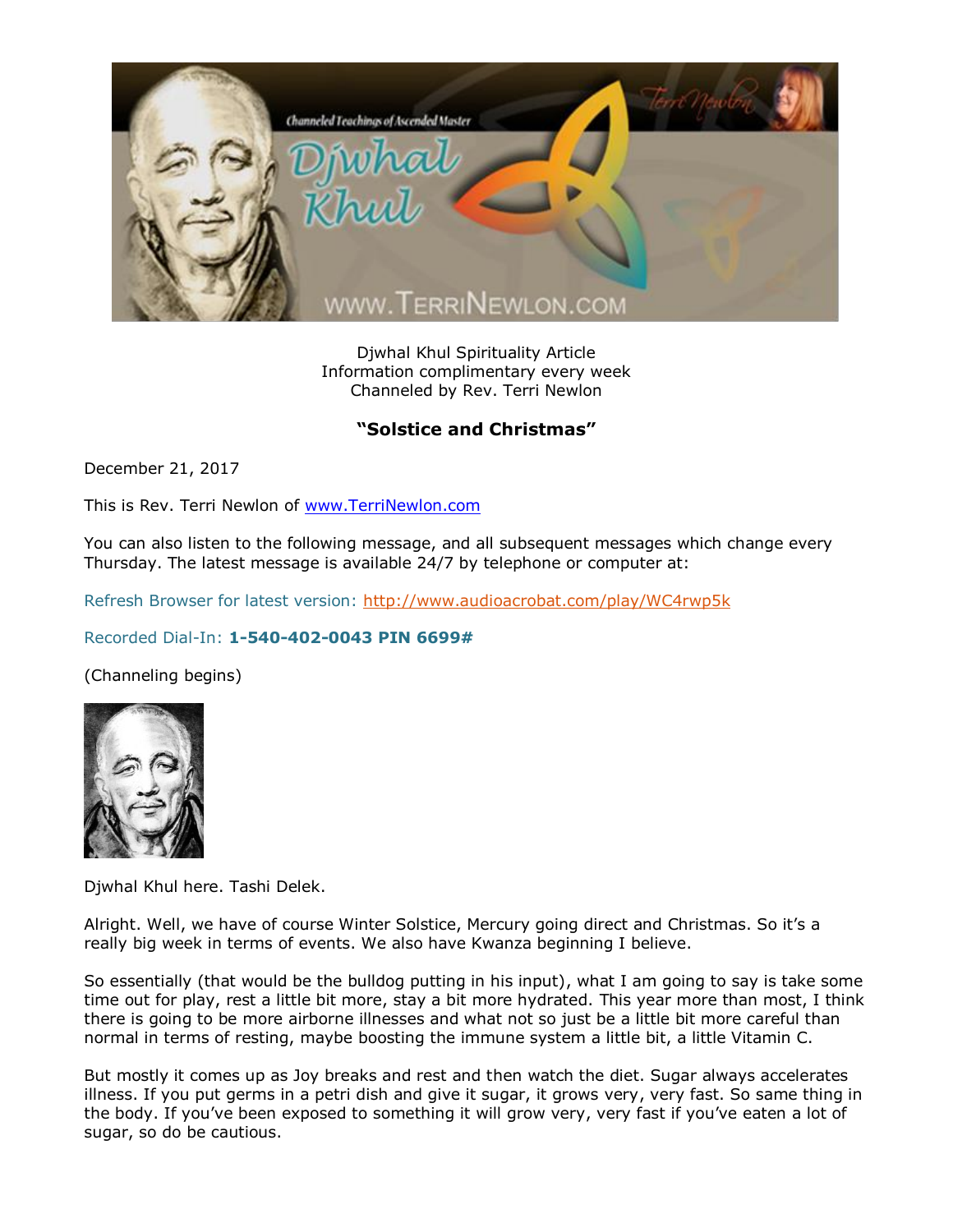Djwhal Khul Spirituality Article
Information complimentary every week
Channeled by Rev. Terri Newlon

## **"Solstice and Christmas"**

December 21, 2017

This is Rev. Terri Newlon of www.TerriNewlon.com

You can also listen to the following message, and all subsequent messages which change every Thursday. The latest message is available 24/7 by telephone or computer at:

Refresh Browser for latest version: http://www.audioacrobat.com/play/WC4rwp5k

Recorded Dial-In: **1-540-402-0043 PIN 6699#**

(Channeling begins)

Djwhal Khul here. Tashi Delek.

Alright. Well, we have of course Winter Solstice, Mercury going direct and Christmas. So it's a really big week in terms of events. We also have Kwanza beginning I believe.

So essentially (that would be the bulldog putting in his input), what I am going to say is take some time out for play, rest a little bit more, stay a bit more hydrated. This year more than most, I think there is going to be more airborne illnesses and what not so just be a little bit more careful than normal in terms of resting, maybe boosting the immune system a little bit, a little Vitamin C.

But mostly it comes up as Joy breaks and rest and then watch the diet. Sugar always accelerates illness. If you put germs in a petri dish and give it sugar, it grows very, very fast. So same thing in the body. If you've been exposed to something it will grow very, very fast if you've eaten a lot of sugar, so do be cautious.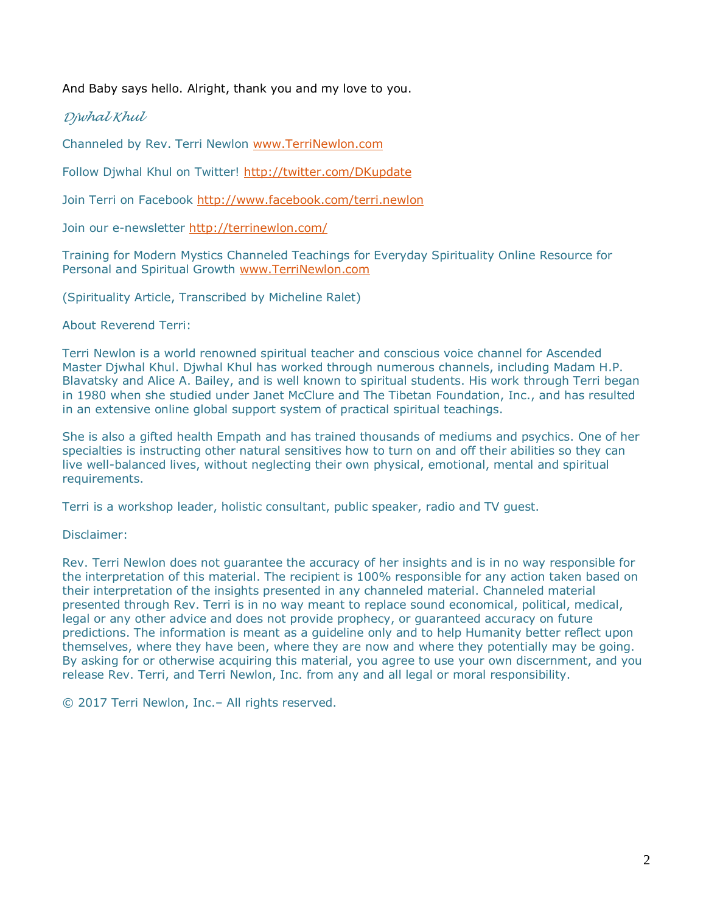And Baby says hello. Alright, thank you and my love to you.

*Djwhal Khul*

Channeled by Rev. Terri Newlon www.TerriNewlon.com

Follow Djwhal Khul on Twitter! http://twitter.com/DKupdate

Join Terri on Facebook http://www.facebook.com/terri.newlon

Join our e-newsletter http://terrinewlon.com/

Training for Modern Mystics Channeled Teachings for Everyday Spirituality Online Resource for Personal and Spiritual Growth www.TerriNewlon.com

(Spirituality Article, Transcribed by Micheline Ralet)

About Reverend Terri:

Terri Newlon is a world renowned spiritual teacher and conscious voice channel for Ascended Master Djwhal Khul. Djwhal Khul has worked through numerous channels, including Madam H.P. Blavatsky and Alice A. Bailey, and is well known to spiritual students. His work through Terri began in 1980 when she studied under Janet McClure and The Tibetan Foundation, Inc., and has resulted in an extensive online global support system of practical spiritual teachings.

She is also a gifted health Empath and has trained thousands of mediums and psychics. One of her specialties is instructing other natural sensitives how to turn on and off their abilities so they can live well-balanced lives, without neglecting their own physical, emotional, mental and spiritual requirements.

Terri is a workshop leader, holistic consultant, public speaker, radio and TV guest.

Disclaimer:

Rev. Terri Newlon does not guarantee the accuracy of her insights and is in no way responsible for the interpretation of this material. The recipient is 100% responsible for any action taken based on their interpretation of the insights presented in any channeled material. Channeled material presented through Rev. Terri is in no way meant to replace sound economical, political, medical, legal or any other advice and does not provide prophecy, or guaranteed accuracy on future predictions. The information is meant as a guideline only and to help Humanity better reflect upon themselves, where they have been, where they are now and where they potentially may be going. By asking for or otherwise acquiring this material, you agree to use your own discernment, and you release Rev. Terri, and Terri Newlon, Inc. from any and all legal or moral responsibility.

© 2017 Terri Newlon, Inc.– All rights reserved.